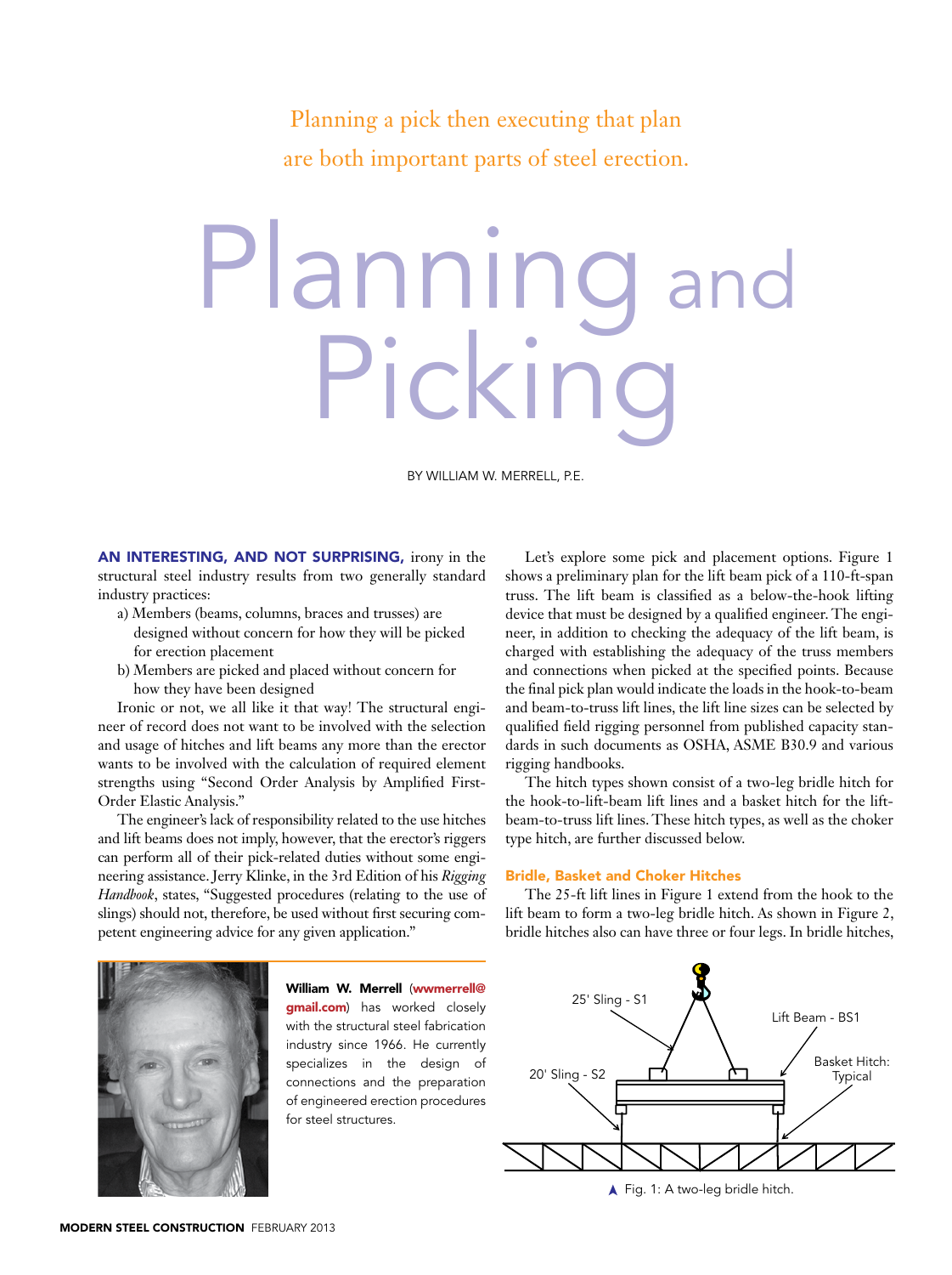Planning a pick then executing that plan are both important parts of steel erection.

# Planning and Picking

BY WILLIAM W. MERRELL, P.E.

**AN INTERESTING, AND NOT SURPRISING,** irony in the structural steel industry results from two generally standard industry practices:

a) Members (beams, columns, braces and trusses) are designed without concern for how they will be picked for erection placement

b) Members are picked and placed without concern for how they have been designed

Ironic or not, we all like it that way! The structural engineer of record does not want to be involved with the selection and usage of hitches and lift beams any more than the erector wants to be involved with the calculation of required element strengths using "Second Order Analysis by Amplified First-Order Elastic Analysis."

The engineer's lack of responsibility related to the use hitches and lift beams does not imply, however, that the erector's riggers can perform all of their pick-related duties without some engineering assistance. Jerry Klinke, in the 3rd Edition of his *Rigging Handbook*, states, "Suggested procedures (relating to the use of slings) should not, therefore, be used without first securing competent engineering advice for any given application."

Let's explore some pick and placement options. Figure 1 shows a preliminary plan for the lift beam pick of a 110-ft-span truss. The lift beam is classified as a below-the-hook lifting device that must be designed by a qualified engineer. The engineer, in addition to checking the adequacy of the lift beam, is charged with establishing the adequacy of the truss members and connections when picked at the specified points. Because the final pick plan would indicate the loads in the hook-to-beam and beam-to-truss lift lines, the lift line sizes can be selected by qualified field rigging personnel from published capacity standards in such documents as OSHA, ASME B30.9 and various rigging handbooks.

The hitch types shown consist of a two-leg bridle hitch for the hook-to-lift-beam lift lines and a basket hitch for the lift-beam-to-truss lift lines. These hitch types, as well as the choker type hitch, are further discussed below.

### Bridle, Basket and Choker Hitches

The 25-ft lift lines in Figure 1 extend from the hook to the lift beam to form a two-leg bridle hitch. As shown in Figure 2, bridle hitches also can have three or four legs. In bridle hitches,

**William W. Merrell** (wwmerrell@gmail.com) has worked closely with the structural steel fabrication industry since 1966. He currently specializes in the design of connections and the preparation of engineered erection procedures for steel structures.

25' Sling - S1

Lift Beam - BS1

20' Sling - S2

Basket Hitch: Typical

Fig. 1: A two-leg bridle hitch.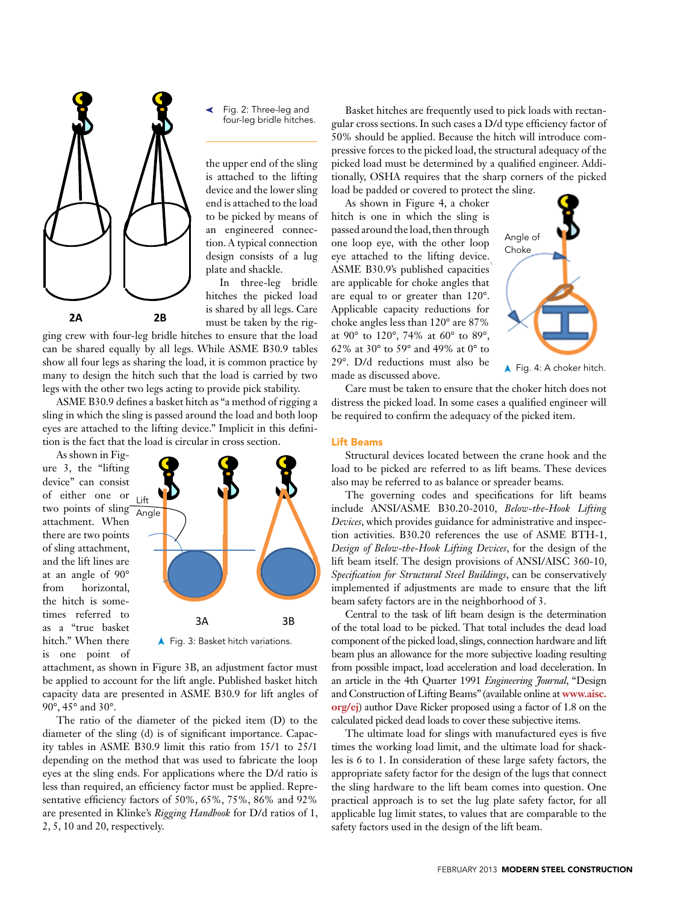Fig. 2: Three-leg and four-leg bridle hitches.

the upper end of the sling is attached to the lifting device and the lower sling end is attached to the load to be picked by means of an engineered connection. A typical connection design consists of a lug plate and shackle.

In three-leg bridle hitches the picked load is shared by all legs. Care must be taken by the rigging crew with four-leg bridle hitches to ensure that the load can be shared equally by all legs. While ASME B30.9 tables show all four legs as sharing the load, it is common practice by many to design the hitch such that the load is carried by two legs with the other two legs acting to provide pick stability.

ASME B30.9 defines a basket hitch as "a method of rigging a sling in which the sling is passed around the load and both loop eyes are attached to the lifting device." Implicit in this definition is the fact that the load is circular in cross section.

As shown in Figure 3, the "lifting device" can consist of either one or two points of sling attachment. When there are two points of sling attachment, and the lift lines are at an angle of 90° from horizontal, the hitch is sometimes referred to as a "true basket hitch." When there is one point of attachment, as shown in Figure 3B, an adjustment factor must be applied to account for the lift angle. Published basket hitch capacity data are presented in ASME B30.9 for lift angles of 90°, 45° and 30°.

Fig. 3: Basket hitch variations.

The ratio of the diameter of the picked item (D) to the diameter of the sling (d) is of significant importance. Capacity tables in ASME B30.9 limit this ratio from 15/1 to 25/1 depending on the method that was used to fabricate the loop eyes at the sling ends. For applications where the D/d ratio is less than required, an efficiency factor must be applied. Representative efficiency factors of 50%, 65%, 75%, 86% and 92% are presented in Klinke's *Rigging Handbook* for D/d ratios of 1, 2, 5, 10 and 20, respectively.

Basket hitches are frequently used to pick loads with rectangular cross sections. In such cases a D/d type efficiency factor of 50% should be applied. Because the hitch will introduce compressive forces to the picked load, the structural adequacy of the picked load must be determined by a qualified engineer. Additionally, OSHA requires that the sharp corners of the picked load be padded or covered to protect the sling.

As shown in Figure 4, a choker hitch is one in which the sling is passed around the load, then through one loop eye, with the other loop eye attached to the lifting device. ASME B30.9's published capacities are applicable for choke angles that are equal to or greater than 120°. Applicable capacity reductions for choke angles less than 120° are 87% at 90° to 120°, 74% at 60° to 89°, 62% at 30° to 59° and 49% at 0° to 29°. D/d reductions must also be made as discussed above.

Fig. 4: A choker hitch.

Care must be taken to ensure that the choker hitch does not distress the picked load. In some cases a qualified engineer will be required to confirm the adequacy of the picked item.

## Lift Beams

Structural devices located between the crane hook and the load to be picked are referred to as lift beams. These devices also may be referred to as balance or spreader beams.

The governing codes and specifications for lift beams include ANSI/ASME B30.20-2010, *Below-the-Hook Lifting Devices*, which provides guidance for administrative and inspection activities. B30.20 references the use of ASME BTH-1, *Design of Below-the-Hook Lifting Devices*, for the design of the lift beam itself. The design provisions of ANSI/AISC 360-10, *Specification for Structural Steel Buildings*, can be conservatively implemented if adjustments are made to ensure that the lift beam safety factors are in the neighborhood of 3.

Central to the task of lift beam design is the determination of the total load to be picked. That total includes the dead load component of the picked load, slings, connection hardware and lift beam plus an allowance for the more subjective loading resulting from possible impact, load acceleration and load deceleration. In an article in the 4th Quarter 1991 *Engineering Journal*, "Design and Construction of Lifting Beams" (available online at **www.aisc.org/ej**) author Dave Ricker proposed using a factor of 1.8 on the calculated picked dead loads to cover these subjective items.

The ultimate load for slings with manufactured eyes is five times the working load limit, and the ultimate load for shackles is 6 to 1. In consideration of these large safety factors, the appropriate safety factor for the design of the lugs that connect the sling hardware to the lift beam comes into question. One practical approach is to set the lug plate safety factor, for all applicable lug limit states, to values that are comparable to the safety factors used in the design of the lift beam.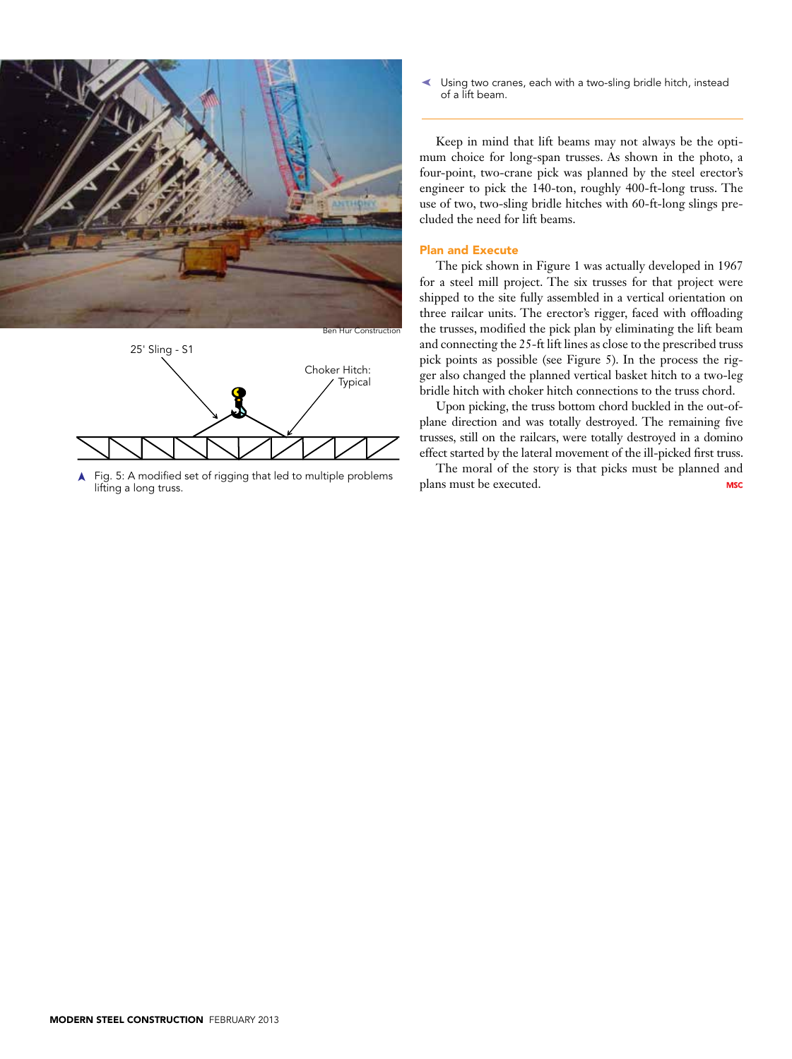Ben Hur Construction

25' Sling - S1

Choker Hitch: Typical

Fig. 5: A modified set of rigging that led to multiple problems lifting a long truss.

Using two cranes, each with a two-sling bridle hitch, instead of a lift beam.

Keep in mind that lift beams may not always be the optimum choice for long-span trusses. As shown in the photo, a four-point, two-crane pick was planned by the steel erector's engineer to pick the 140-ton, roughly 400-ft-long truss. The use of two, two-sling bridle hitches with 60-ft-long slings precluded the need for lift beams.

## Plan and Execute

The pick shown in Figure 1 was actually developed in 1967 for a steel mill project. The six trusses for that project were shipped to the site fully assembled in a vertical orientation on three railcar units. The erector's rigger, faced with offloading the trusses, modified the pick plan by eliminating the lift beam and connecting the 25-ft lift lines as close to the prescribed truss pick points as possible (see Figure 5). In the process the rigger also changed the planned vertical basket hitch to a two-leg bridle hitch with choker hitch connections to the truss chord.

Upon picking, the truss bottom chord buckled in the out-of-plane direction and was totally destroyed. The remaining five trusses, still on the railcars, were totally destroyed in a domino effect started by the lateral movement of the ill-picked first truss.

The moral of the story is that picks must be planned and plans must be executed. MSC